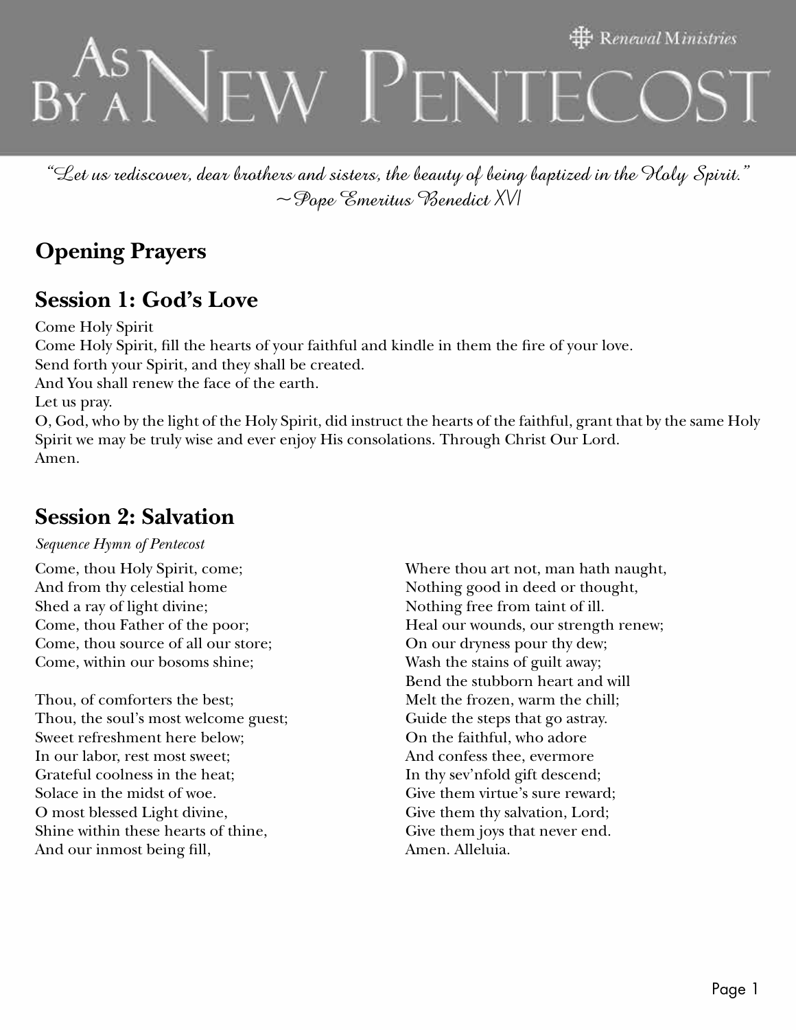# As By a New Pentecost

Renewal Ministries

*"Let us rediscover, dear brothers and sisters, the beauty of being baptized in the Holy Spirit."*
*~Pope Emeritus Benedict XVI*

## Opening Prayers

## Session 1: God's Love

Come Holy Spirit
Come Holy Spirit, fill the hearts of your faithful and kindle in them the fire of your love.
Send forth your Spirit, and they shall be created.
And You shall renew the face of the earth.
Let us pray.
O, God, who by the light of the Holy Spirit, did instruct the hearts of the faithful, grant that by the same Holy Spirit we may be truly wise and ever enjoy His consolations. Through Christ Our Lord.
Amen.

## Session 2: Salvation

*Sequence Hymn of Pentecost*

Come, thou Holy Spirit, come;
And from thy celestial home
Shed a ray of light divine;
Come, thou Father of the poor;
Come, thou source of all our store;
Come, within our bosoms shine;

Thou, of comforters the best;
Thou, the soul's most welcome guest;
Sweet refreshment here below;
In our labor, rest most sweet;
Grateful coolness in the heat;
Solace in the midst of woe.
O most blessed Light divine,
Shine within these hearts of thine,
And our inmost being fill,
Where thou art not, man hath naught,
Nothing good in deed or thought,
Nothing free from taint of ill.
Heal our wounds, our strength renew;
On our dryness pour thy dew;
Wash the stains of guilt away;
Bend the stubborn heart and will
Melt the frozen, warm the chill;
Guide the steps that go astray.
On the faithful, who adore
And confess thee, evermore
In thy sev'nfold gift descend;
Give them virtue's sure reward;
Give them thy salvation, Lord;
Give them joys that never end.
Amen. Alleluia.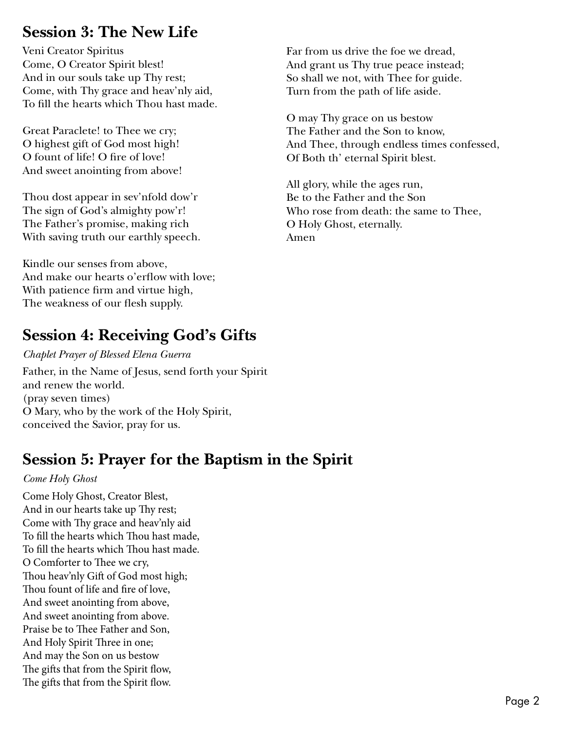## Session 3: The New Life

Veni Creator Spiritus
Come, O Creator Spirit blest!
And in our souls take up Thy rest;
Come, with Thy grace and heav'nly aid,
To fill the hearts which Thou hast made.

Great Paraclete! to Thee we cry;
O highest gift of God most high!
O fount of life! O fire of love!
And sweet anointing from above!

Thou dost appear in sev'nfold dow'r
The sign of God's almighty pow'r!
The Father's promise, making rich
With saving truth our earthly speech.

Kindle our senses from above,
And make our hearts o'erflow with love;
With patience firm and virtue high,
The weakness of our flesh supply.

Far from us drive the foe we dread,
And grant us Thy true peace instead;
So shall we not, with Thee for guide.
Turn from the path of life aside.

O may Thy grace on us bestow
The Father and the Son to know,
And Thee, through endless times confessed,
Of Both th' eternal Spirit blest.

All glory, while the ages run,
Be to the Father and the Son
Who rose from death: the same to Thee,
O Holy Ghost, eternally.
Amen

## Session 4: Receiving God's Gifts

*Chaplet Prayer of Blessed Elena Guerra*

Father, in the Name of Jesus, send forth your Spirit
and renew the world.
(pray seven times)
O Mary, who by the work of the Holy Spirit,
conceived the Savior, pray for us.

## Session 5: Prayer for the Baptism in the Spirit

*Come Holy Ghost*

Come Holy Ghost, Creator Blest,
And in our hearts take up Thy rest;
Come with Thy grace and heav'nly aid
To fill the hearts which Thou hast made,
To fill the hearts which Thou hast made.
O Comforter to Thee we cry,
Thou heav'nly Gift of God most high;
Thou fount of life and fire of love,
And sweet anointing from above,
And sweet anointing from above.
Praise be to Thee Father and Son,
And Holy Spirit Three in one;
And may the Son on us bestow
The gifts that from the Spirit flow,
The gifts that from the Spirit flow.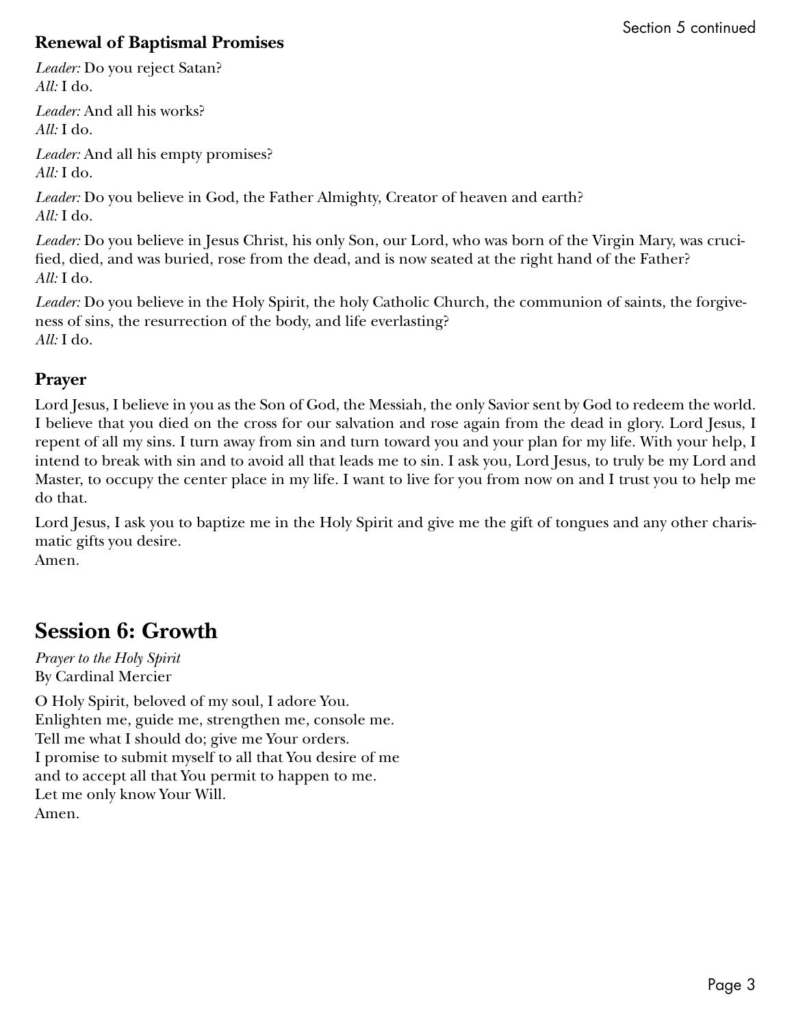## Renewal of Baptismal Promises

*Leader:* Do you reject Satan?
*All:* I do.

*Leader:* And all his works?
*All:* I do.

*Leader:* And all his empty promises?
*All:* I do.

*Leader:* Do you believe in God, the Father Almighty, Creator of heaven and earth?
*All:* I do.

*Leader:* Do you believe in Jesus Christ, his only Son, our Lord, who was born of the Virgin Mary, was crucified, died, and was buried, rose from the dead, and is now seated at the right hand of the Father?
*All:* I do.

*Leader:* Do you believe in the Holy Spirit, the holy Catholic Church, the communion of saints, the forgiveness of sins, the resurrection of the body, and life everlasting?
*All:* I do.

## Prayer

Lord Jesus, I believe in you as the Son of God, the Messiah, the only Savior sent by God to redeem the world. I believe that you died on the cross for our salvation and rose again from the dead in glory. Lord Jesus, I repent of all my sins. I turn away from sin and turn toward you and your plan for my life. With your help, I intend to break with sin and to avoid all that leads me to sin. I ask you, Lord Jesus, to truly be my Lord and Master, to occupy the center place in my life. I want to live for you from now on and I trust you to help me do that.

Lord Jesus, I ask you to baptize me in the Holy Spirit and give me the gift of tongues and any other charismatic gifts you desire.
Amen.

# Session 6: Growth

*Prayer to the Holy Spirit*
By Cardinal Mercier

O Holy Spirit, beloved of my soul, I adore You.
Enlighten me, guide me, strengthen me, console me.
Tell me what I should do; give me Your orders.
I promise to submit myself to all that You desire of me
and to accept all that You permit to happen to me.
Let me only know Your Will.
Amen.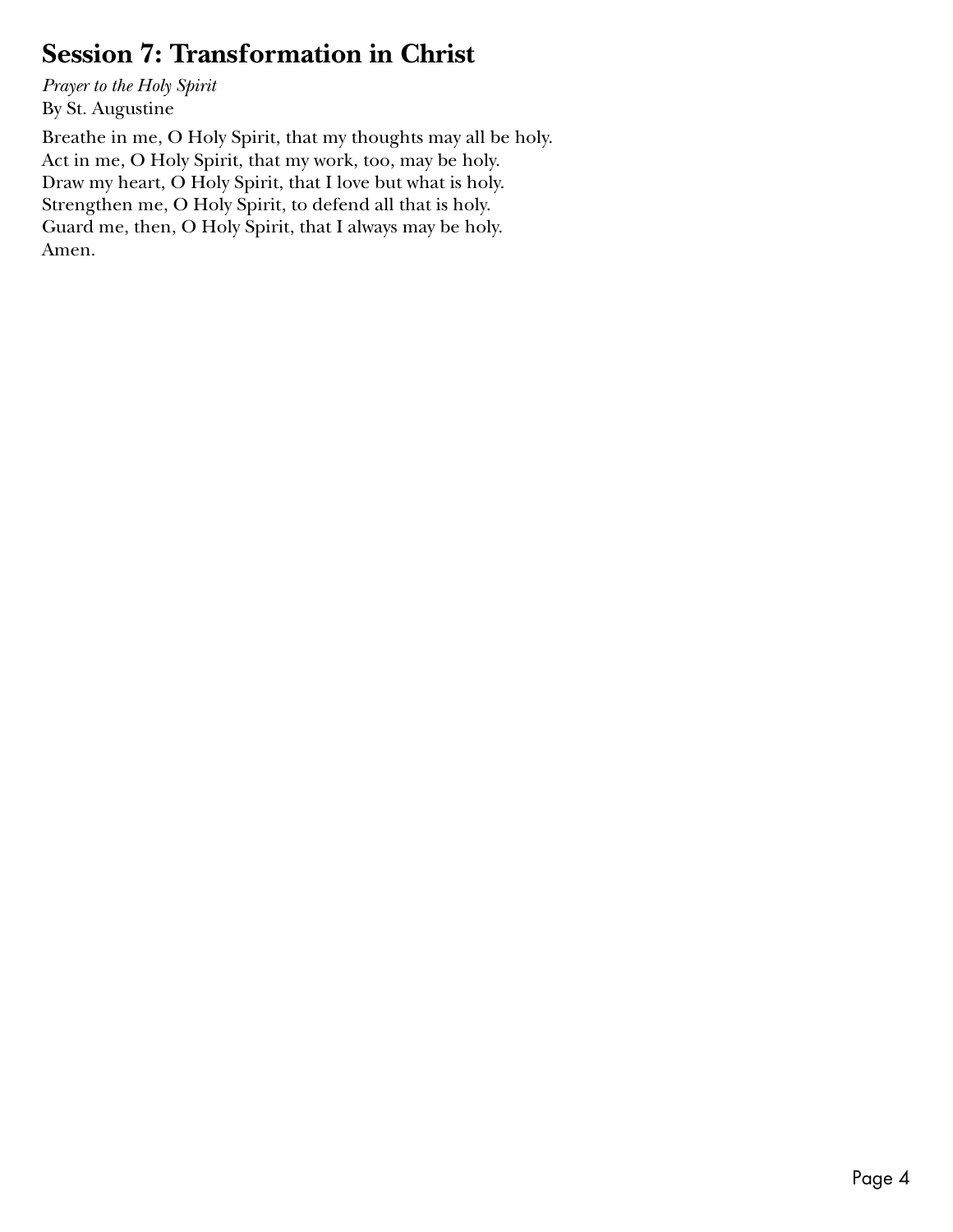# Session 7: Transformation in Christ

*Prayer to the Holy Spirit*
By St. Augustine

Breathe in me, O Holy Spirit, that my thoughts may all be holy.
Act in me, O Holy Spirit, that my work, too, may be holy.
Draw my heart, O Holy Spirit, that I love but what is holy.
Strengthen me, O Holy Spirit, to defend all that is holy.
Guard me, then, O Holy Spirit, that I always may be holy.
Amen.